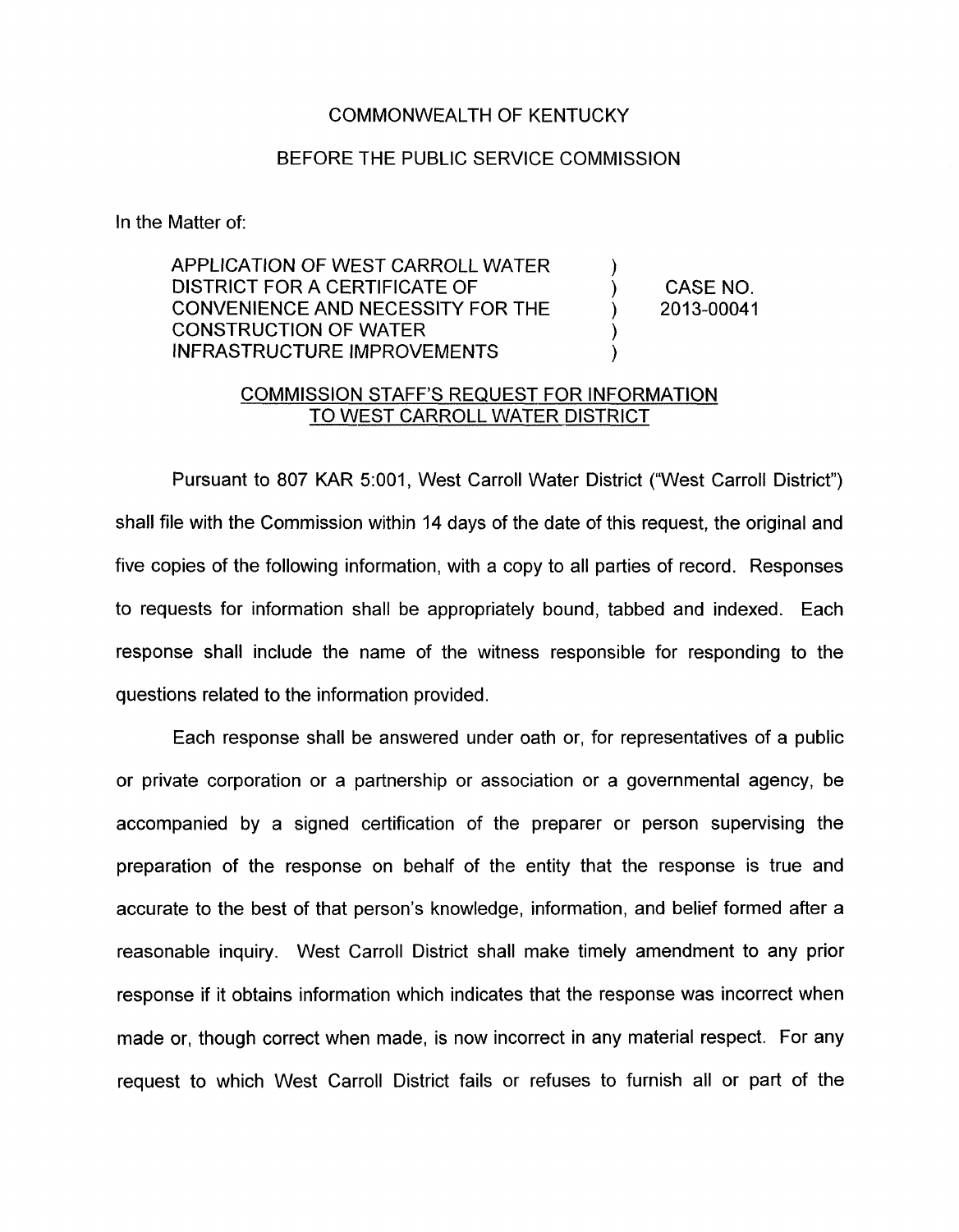COMMONWEALTH OF KENTUCKY

BEFORE THE PUBLIC SERVICE COMMISSION

In the Matter of:

| | | |
|---|---|---|
| APPLICATION OF WEST CARROLL WATER DISTRICT FOR A CERTIFICATE OF CONVENIENCE AND NECESSITY FOR THE CONSTRUCTION OF WATER INFRASTRUCTURE IMPROVEMENTS | ) ) ) ) ) | CASE NO. 2013-00041 |

## COMMISSION STAFF'S REQUEST FOR INFORMATION TO WEST CARROLL WATER DISTRICT

Pursuant to 807 KAR 5:001, West Carroll Water District ("West Carroll District") shall file with the Commission within 14 days of the date of this request, the original and five copies of the following information, with a copy to all parties of record. Responses to requests for information shall be appropriately bound, tabbed and indexed. Each response shall include the name of the witness responsible for responding to the questions related to the information provided.

Each response shall be answered under oath or, for representatives of a public or private corporation or a partnership or association or a governmental agency, be accompanied by a signed certification of the preparer or person supervising the preparation of the response on behalf of the entity that the response is true and accurate to the best of that person's knowledge, information, and belief formed after a reasonable inquiry. West Carroll District shall make timely amendment to any prior response if it obtains information which indicates that the response was incorrect when made or, though correct when made, is now incorrect in any material respect. For any request to which West Carroll District fails or refuses to furnish all or part of the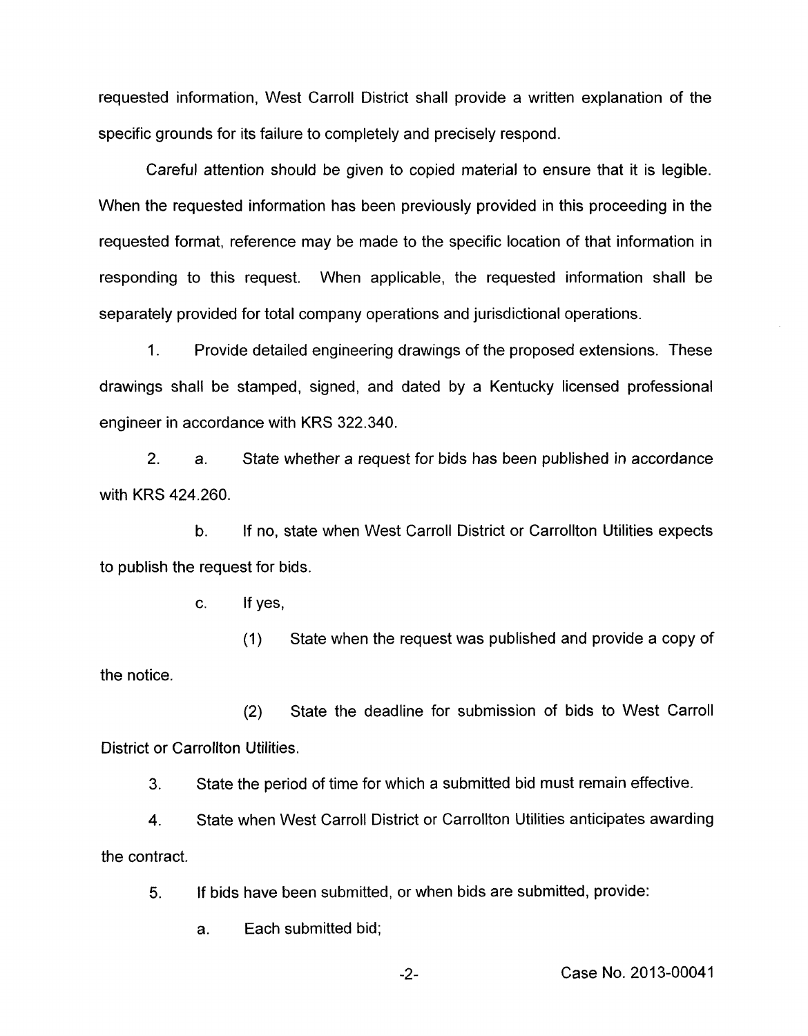requested information, West Carroll District shall provide a written explanation of the specific grounds for its failure to completely and precisely respond.

Careful attention should be given to copied material to ensure that it is legible. When the requested information has been previously provided in this proceeding in the requested format, reference may be made to the specific location of that information in responding to this request. When applicable, the requested information shall be separately provided for total company operations and jurisdictional operations.

1. Provide detailed engineering drawings of the proposed extensions. These drawings shall be stamped, signed, and dated by a Kentucky licensed professional engineer in accordance with KRS 322.340.

2. a. State whether a request for bids has been published in accordance with KRS 424.260.

   b. If no, state when West Carroll District or Carrollton Utilities expects to publish the request for bids.

   c. If yes,

      (1) State when the request was published and provide a copy of the notice.

      (2) State the deadline for submission of bids to West Carroll District or Carrollton Utilities.

3. State the period of time for which a submitted bid must remain effective.

4. State when West Carroll District or Carrollton Utilities anticipates awarding the contract.

5. If bids have been submitted, or when bids are submitted, provide:

   a. Each submitted bid;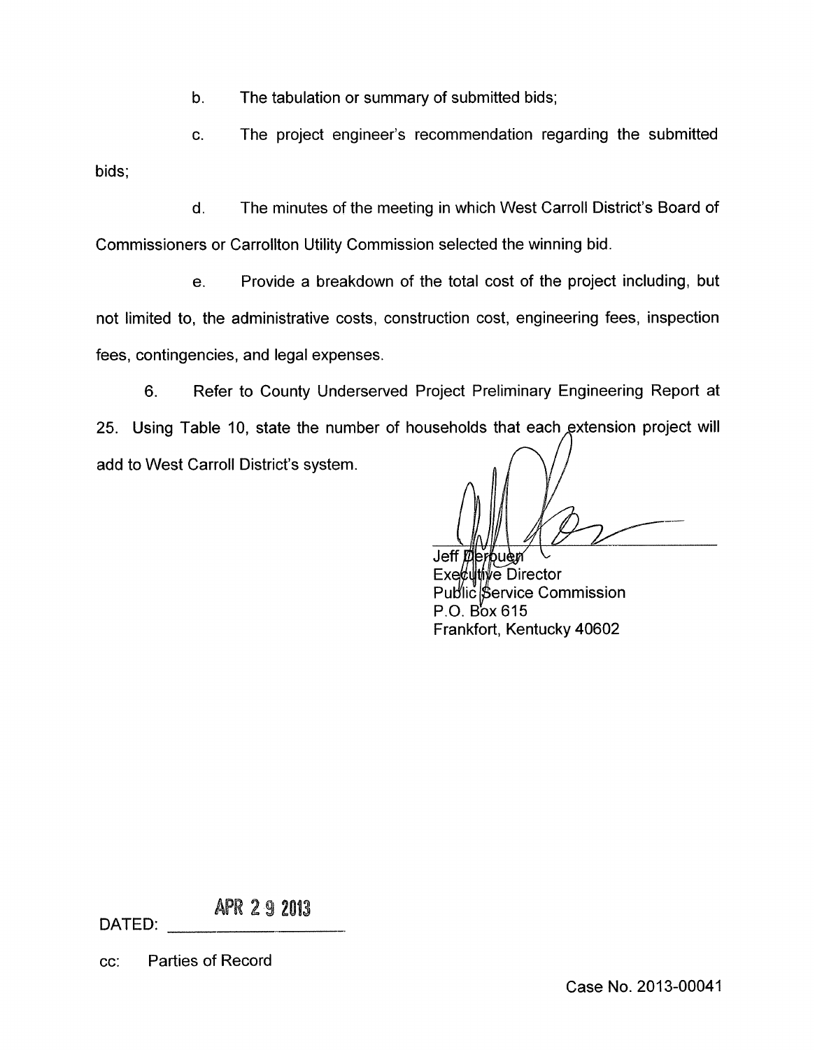b. The tabulation or summary of submitted bids;

c. The project engineer's recommendation regarding the submitted bids;

d. The minutes of the meeting in which West Carroll District's Board of Commissioners or Carrollton Utility Commission selected the winning bid.

e. Provide a breakdown of the total cost of the project including, but not limited to, the administrative costs, construction cost, engineering fees, inspection fees, contingencies, and legal expenses.

6. Refer to County Underserved Project Preliminary Engineering Report at 25. Using Table 10, state the number of households that each extension project will add to West Carroll District's system.

Jeff Derouen
Executive Director
Public Service Commission
P.O. Box 615
Frankfort, Kentucky 40602

DATED: APR 29 2013

cc: Parties of Record

Case No. 2013-00041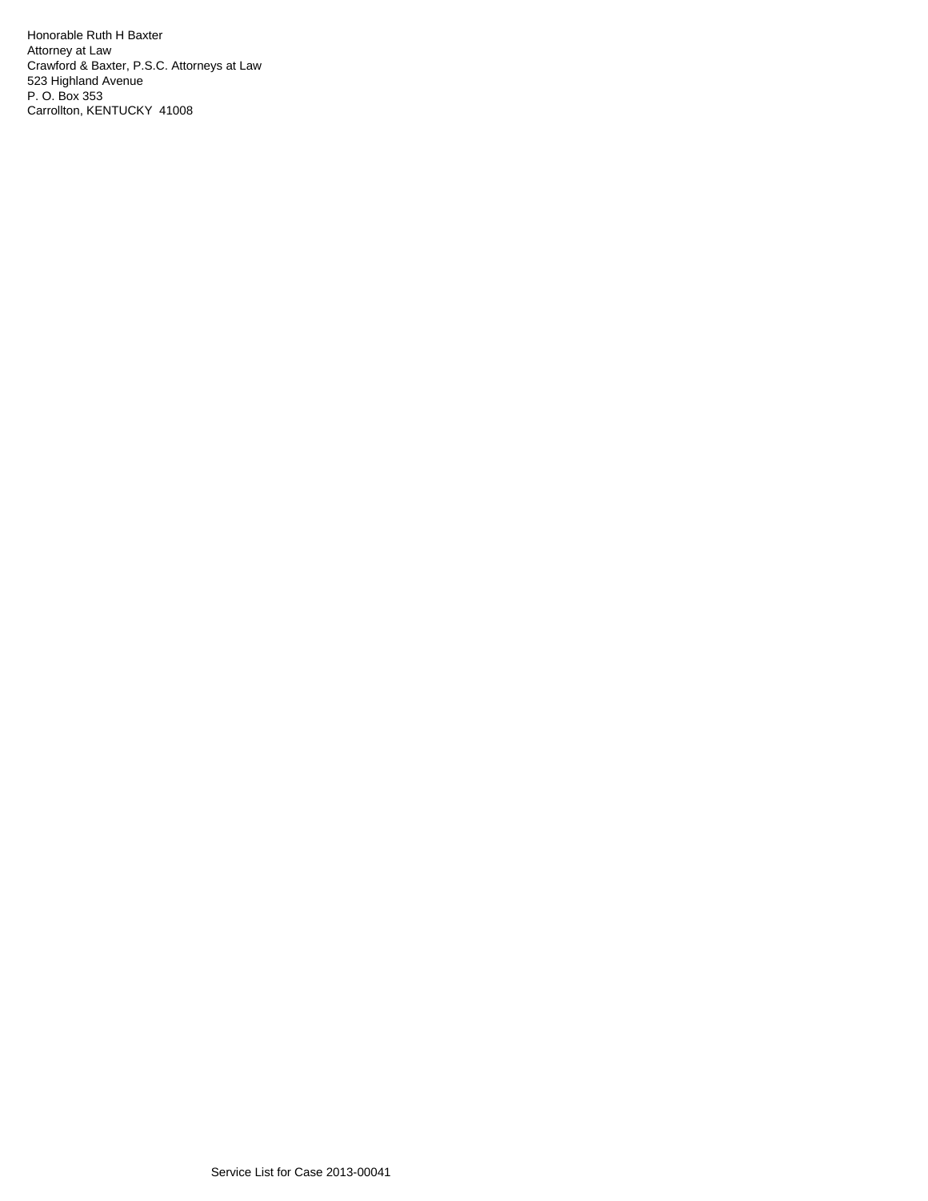Honorable Ruth H Baxter
Attorney at Law
Crawford & Baxter, P.S.C. Attorneys at Law
523 Highland Avenue
P. O. Box 353
Carrollton, KENTUCKY 41008